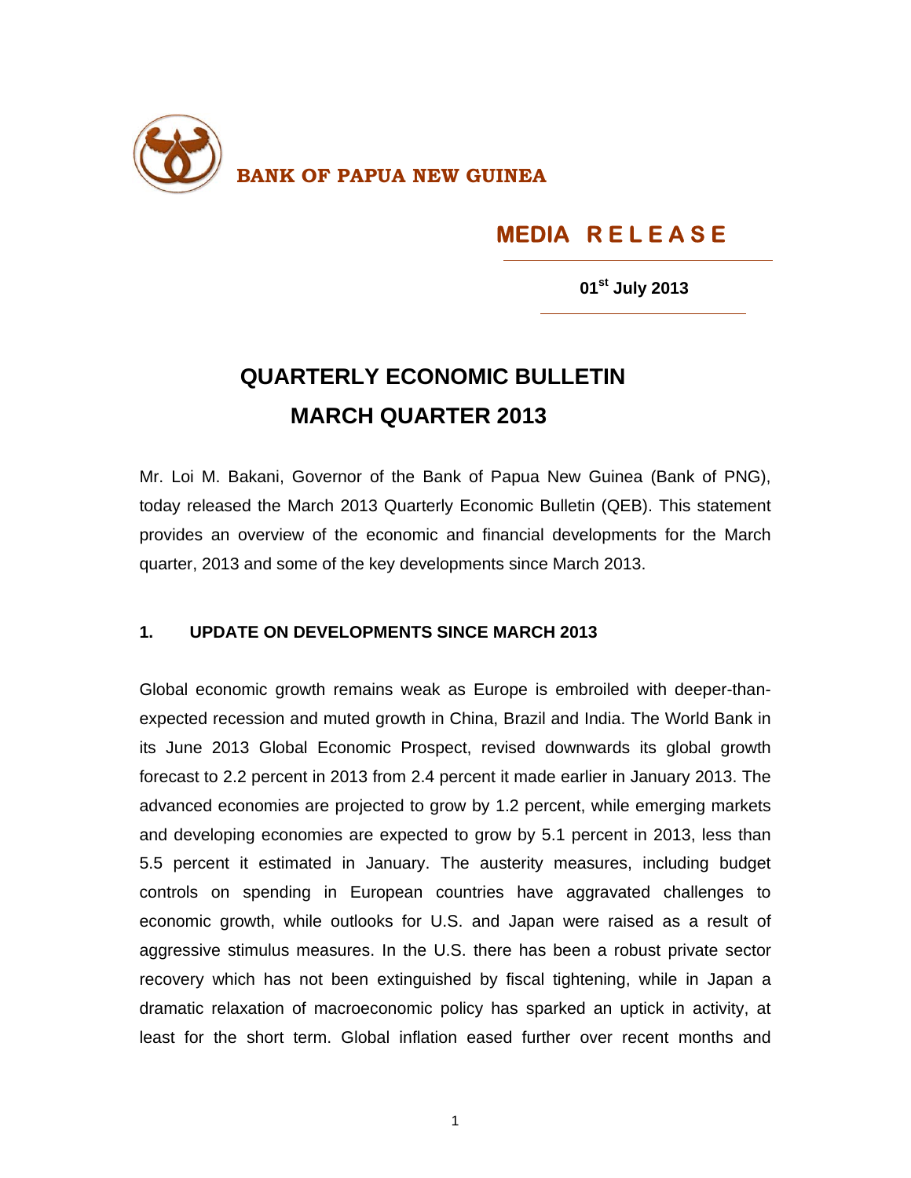**BANK OF PAPUA NEW GUINEA**

## MEDIA RELEASE

**01st July 2013**

# QUARTERLY ECONOMIC BULLETIN
# MARCH QUARTER 2013

Mr. Loi M. Bakani, Governor of the Bank of Papua New Guinea (Bank of PNG), today released the March 2013 Quarterly Economic Bulletin (QEB). This statement provides an overview of the economic and financial developments for the March quarter, 2013 and some of the key developments since March 2013.

## 1. UPDATE ON DEVELOPMENTS SINCE MARCH 2013

Global economic growth remains weak as Europe is embroiled with deeper-than-expected recession and muted growth in China, Brazil and India. The World Bank in its June 2013 Global Economic Prospect, revised downwards its global growth forecast to 2.2 percent in 2013 from 2.4 percent it made earlier in January 2013. The advanced economies are projected to grow by 1.2 percent, while emerging markets and developing economies are expected to grow by 5.1 percent in 2013, less than 5.5 percent it estimated in January. The austerity measures, including budget controls on spending in European countries have aggravated challenges to economic growth, while outlooks for U.S. and Japan were raised as a result of aggressive stimulus measures. In the U.S. there has been a robust private sector recovery which has not been extinguished by fiscal tightening, while in Japan a dramatic relaxation of macroeconomic policy has sparked an uptick in activity, at least for the short term. Global inflation eased further over recent months and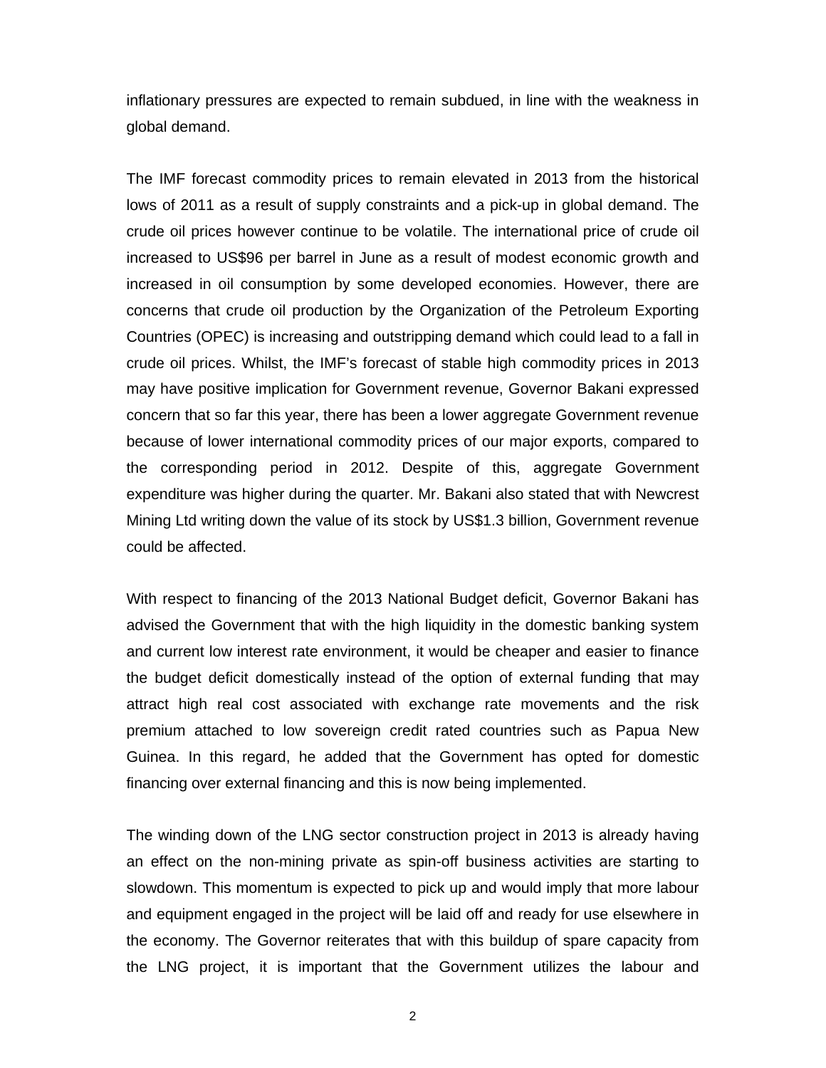inflationary pressures are expected to remain subdued, in line with the weakness in global demand.

The IMF forecast commodity prices to remain elevated in 2013 from the historical lows of 2011 as a result of supply constraints and a pick-up in global demand. The crude oil prices however continue to be volatile. The international price of crude oil increased to US$96 per barrel in June as a result of modest economic growth and increased in oil consumption by some developed economies. However, there are concerns that crude oil production by the Organization of the Petroleum Exporting Countries (OPEC) is increasing and outstripping demand which could lead to a fall in crude oil prices. Whilst, the IMF's forecast of stable high commodity prices in 2013 may have positive implication for Government revenue, Governor Bakani expressed concern that so far this year, there has been a lower aggregate Government revenue because of lower international commodity prices of our major exports, compared to the corresponding period in 2012. Despite of this, aggregate Government expenditure was higher during the quarter. Mr. Bakani also stated that with Newcrest Mining Ltd writing down the value of its stock by US$1.3 billion, Government revenue could be affected.

With respect to financing of the 2013 National Budget deficit, Governor Bakani has advised the Government that with the high liquidity in the domestic banking system and current low interest rate environment, it would be cheaper and easier to finance the budget deficit domestically instead of the option of external funding that may attract high real cost associated with exchange rate movements and the risk premium attached to low sovereign credit rated countries such as Papua New Guinea. In this regard, he added that the Government has opted for domestic financing over external financing and this is now being implemented.

The winding down of the LNG sector construction project in 2013 is already having an effect on the non-mining private as spin-off business activities are starting to slowdown. This momentum is expected to pick up and would imply that more labour and equipment engaged in the project will be laid off and ready for use elsewhere in the economy. The Governor reiterates that with this buildup of spare capacity from the LNG project, it is important that the Government utilizes the labour and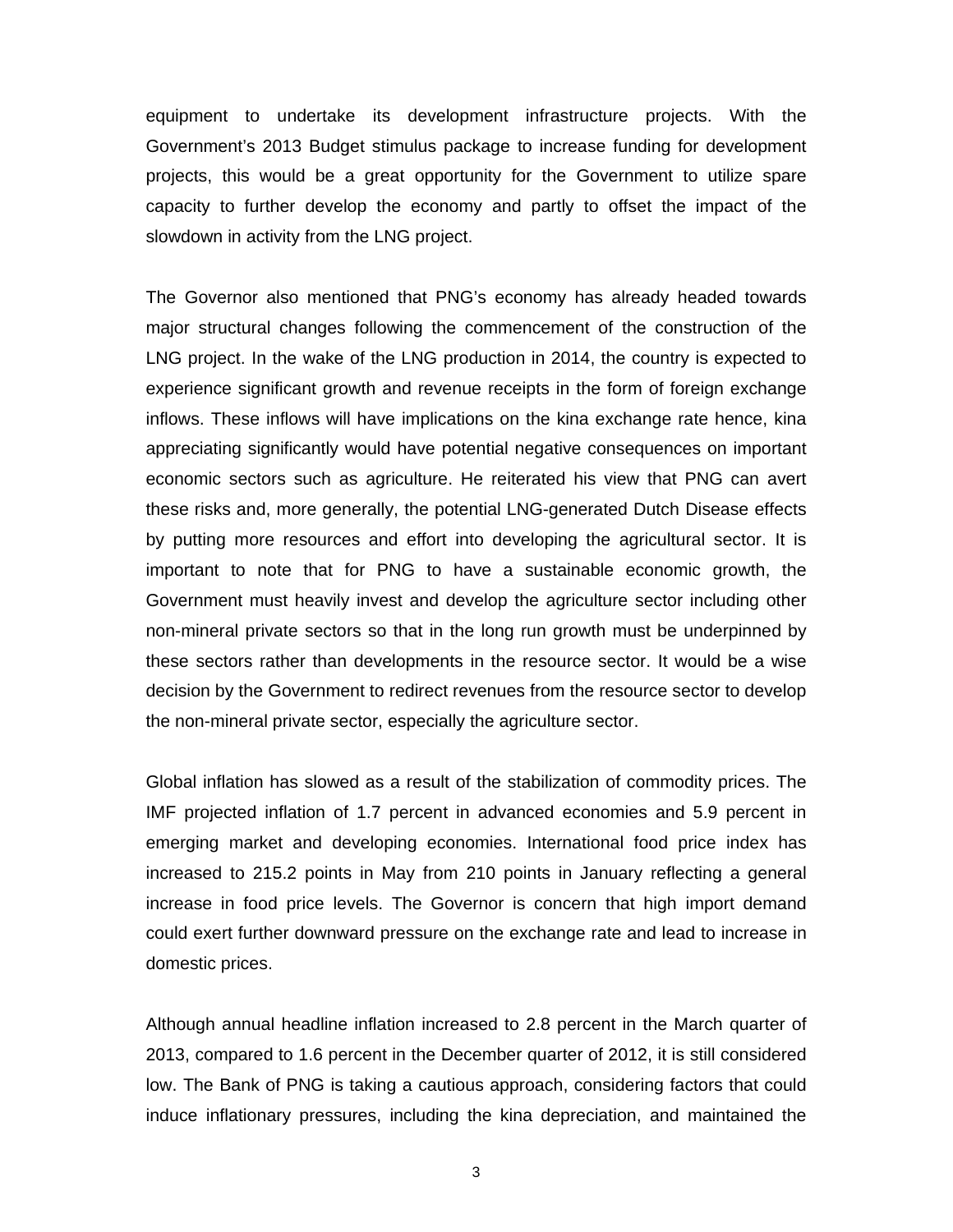equipment to undertake its development infrastructure projects. With the Government's 2013 Budget stimulus package to increase funding for development projects, this would be a great opportunity for the Government to utilize spare capacity to further develop the economy and partly to offset the impact of the slowdown in activity from the LNG project.

The Governor also mentioned that PNG's economy has already headed towards major structural changes following the commencement of the construction of the LNG project. In the wake of the LNG production in 2014, the country is expected to experience significant growth and revenue receipts in the form of foreign exchange inflows. These inflows will have implications on the kina exchange rate hence, kina appreciating significantly would have potential negative consequences on important economic sectors such as agriculture. He reiterated his view that PNG can avert these risks and, more generally, the potential LNG-generated Dutch Disease effects by putting more resources and effort into developing the agricultural sector. It is important to note that for PNG to have a sustainable economic growth, the Government must heavily invest and develop the agriculture sector including other non-mineral private sectors so that in the long run growth must be underpinned by these sectors rather than developments in the resource sector. It would be a wise decision by the Government to redirect revenues from the resource sector to develop the non-mineral private sector, especially the agriculture sector.

Global inflation has slowed as a result of the stabilization of commodity prices. The IMF projected inflation of 1.7 percent in advanced economies and 5.9 percent in emerging market and developing economies. International food price index has increased to 215.2 points in May from 210 points in January reflecting a general increase in food price levels. The Governor is concern that high import demand could exert further downward pressure on the exchange rate and lead to increase in domestic prices.

Although annual headline inflation increased to 2.8 percent in the March quarter of 2013, compared to 1.6 percent in the December quarter of 2012, it is still considered low. The Bank of PNG is taking a cautious approach, considering factors that could induce inflationary pressures, including the kina depreciation, and maintained the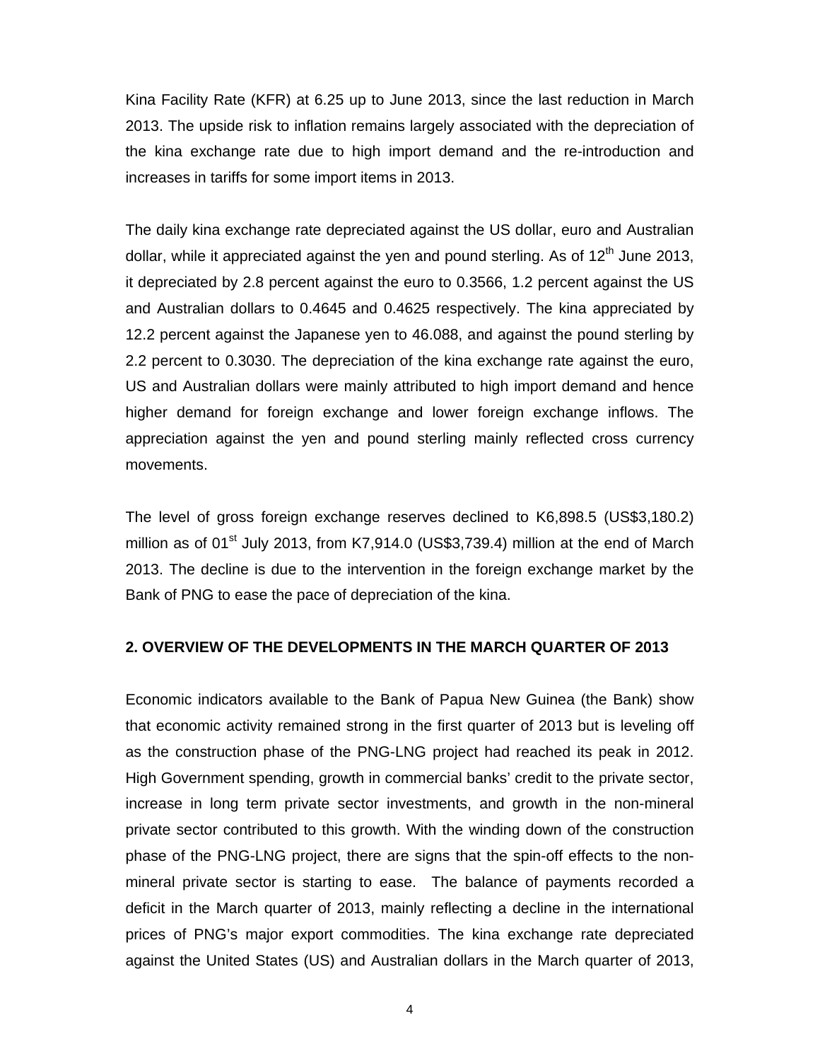Kina Facility Rate (KFR) at 6.25 up to June 2013, since the last reduction in March 2013. The upside risk to inflation remains largely associated with the depreciation of the kina exchange rate due to high import demand and the re-introduction and increases in tariffs for some import items in 2013.

The daily kina exchange rate depreciated against the US dollar, euro and Australian dollar, while it appreciated against the yen and pound sterling. As of 12th June 2013, it depreciated by 2.8 percent against the euro to 0.3566, 1.2 percent against the US and Australian dollars to 0.4645 and 0.4625 respectively. The kina appreciated by 12.2 percent against the Japanese yen to 46.088, and against the pound sterling by 2.2 percent to 0.3030. The depreciation of the kina exchange rate against the euro, US and Australian dollars were mainly attributed to high import demand and hence higher demand for foreign exchange and lower foreign exchange inflows. The appreciation against the yen and pound sterling mainly reflected cross currency movements.

The level of gross foreign exchange reserves declined to K6,898.5 (US$3,180.2) million as of 01st July 2013, from K7,914.0 (US$3,739.4) million at the end of March 2013. The decline is due to the intervention in the foreign exchange market by the Bank of PNG to ease the pace of depreciation of the kina.

## 2. OVERVIEW OF THE DEVELOPMENTS IN THE MARCH QUARTER OF 2013

Economic indicators available to the Bank of Papua New Guinea (the Bank) show that economic activity remained strong in the first quarter of 2013 but is leveling off as the construction phase of the PNG-LNG project had reached its peak in 2012. High Government spending, growth in commercial banks' credit to the private sector, increase in long term private sector investments, and growth in the non-mineral private sector contributed to this growth. With the winding down of the construction phase of the PNG-LNG project, there are signs that the spin-off effects to the non-mineral private sector is starting to ease. The balance of payments recorded a deficit in the March quarter of 2013, mainly reflecting a decline in the international prices of PNG's major export commodities. The kina exchange rate depreciated against the United States (US) and Australian dollars in the March quarter of 2013,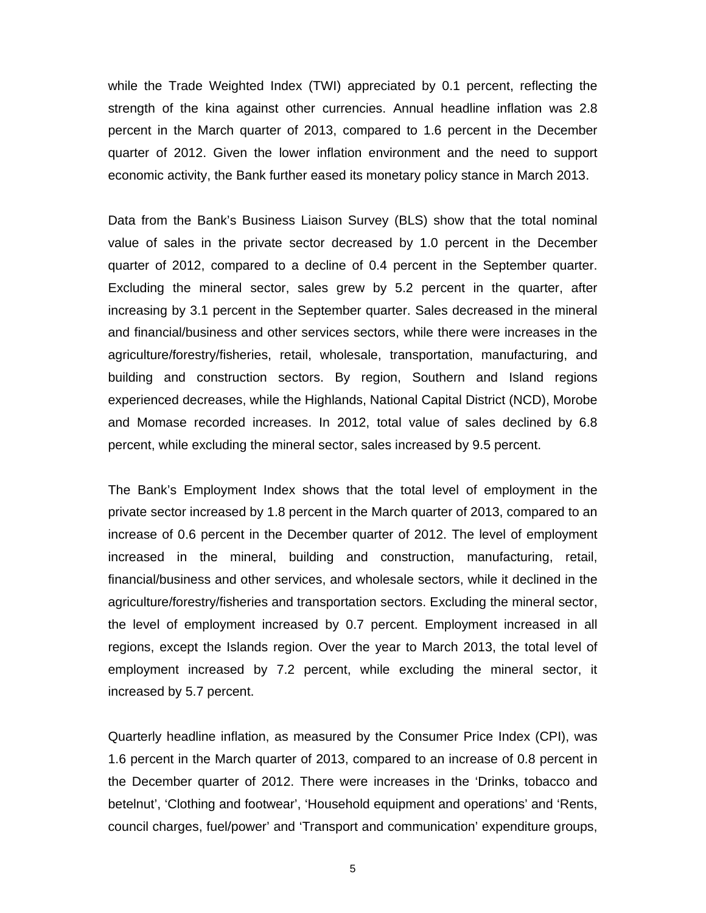while the Trade Weighted Index (TWI) appreciated by 0.1 percent, reflecting the strength of the kina against other currencies. Annual headline inflation was 2.8 percent in the March quarter of 2013, compared to 1.6 percent in the December quarter of 2012. Given the lower inflation environment and the need to support economic activity, the Bank further eased its monetary policy stance in March 2013.

Data from the Bank's Business Liaison Survey (BLS) show that the total nominal value of sales in the private sector decreased by 1.0 percent in the December quarter of 2012, compared to a decline of 0.4 percent in the September quarter. Excluding the mineral sector, sales grew by 5.2 percent in the quarter, after increasing by 3.1 percent in the September quarter. Sales decreased in the mineral and financial/business and other services sectors, while there were increases in the agriculture/forestry/fisheries, retail, wholesale, transportation, manufacturing, and building and construction sectors. By region, Southern and Island regions experienced decreases, while the Highlands, National Capital District (NCD), Morobe and Momase recorded increases. In 2012, total value of sales declined by 6.8 percent, while excluding the mineral sector, sales increased by 9.5 percent.

The Bank's Employment Index shows that the total level of employment in the private sector increased by 1.8 percent in the March quarter of 2013, compared to an increase of 0.6 percent in the December quarter of 2012. The level of employment increased in the mineral, building and construction, manufacturing, retail, financial/business and other services, and wholesale sectors, while it declined in the agriculture/forestry/fisheries and transportation sectors. Excluding the mineral sector, the level of employment increased by 0.7 percent. Employment increased in all regions, except the Islands region. Over the year to March 2013, the total level of employment increased by 7.2 percent, while excluding the mineral sector, it increased by 5.7 percent.

Quarterly headline inflation, as measured by the Consumer Price Index (CPI), was 1.6 percent in the March quarter of 2013, compared to an increase of 0.8 percent in the December quarter of 2012. There were increases in the 'Drinks, tobacco and betelnut', 'Clothing and footwear', 'Household equipment and operations' and 'Rents, council charges, fuel/power' and 'Transport and communication' expenditure groups,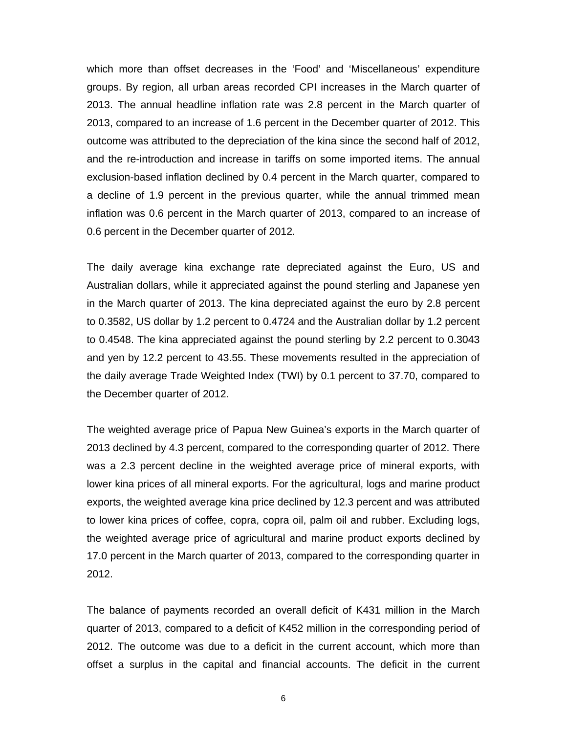which more than offset decreases in the 'Food' and 'Miscellaneous' expenditure groups. By region, all urban areas recorded CPI increases in the March quarter of 2013. The annual headline inflation rate was 2.8 percent in the March quarter of 2013, compared to an increase of 1.6 percent in the December quarter of 2012. This outcome was attributed to the depreciation of the kina since the second half of 2012, and the re-introduction and increase in tariffs on some imported items. The annual exclusion-based inflation declined by 0.4 percent in the March quarter, compared to a decline of 1.9 percent in the previous quarter, while the annual trimmed mean inflation was 0.6 percent in the March quarter of 2013, compared to an increase of 0.6 percent in the December quarter of 2012.

The daily average kina exchange rate depreciated against the Euro, US and Australian dollars, while it appreciated against the pound sterling and Japanese yen in the March quarter of 2013. The kina depreciated against the euro by 2.8 percent to 0.3582, US dollar by 1.2 percent to 0.4724 and the Australian dollar by 1.2 percent to 0.4548. The kina appreciated against the pound sterling by 2.2 percent to 0.3043 and yen by 12.2 percent to 43.55. These movements resulted in the appreciation of the daily average Trade Weighted Index (TWI) by 0.1 percent to 37.70, compared to the December quarter of 2012.

The weighted average price of Papua New Guinea's exports in the March quarter of 2013 declined by 4.3 percent, compared to the corresponding quarter of 2012. There was a 2.3 percent decline in the weighted average price of mineral exports, with lower kina prices of all mineral exports. For the agricultural, logs and marine product exports, the weighted average kina price declined by 12.3 percent and was attributed to lower kina prices of coffee, copra, copra oil, palm oil and rubber. Excluding logs, the weighted average price of agricultural and marine product exports declined by 17.0 percent in the March quarter of 2013, compared to the corresponding quarter in 2012.

The balance of payments recorded an overall deficit of K431 million in the March quarter of 2013, compared to a deficit of K452 million in the corresponding period of 2012. The outcome was due to a deficit in the current account, which more than offset a surplus in the capital and financial accounts. The deficit in the current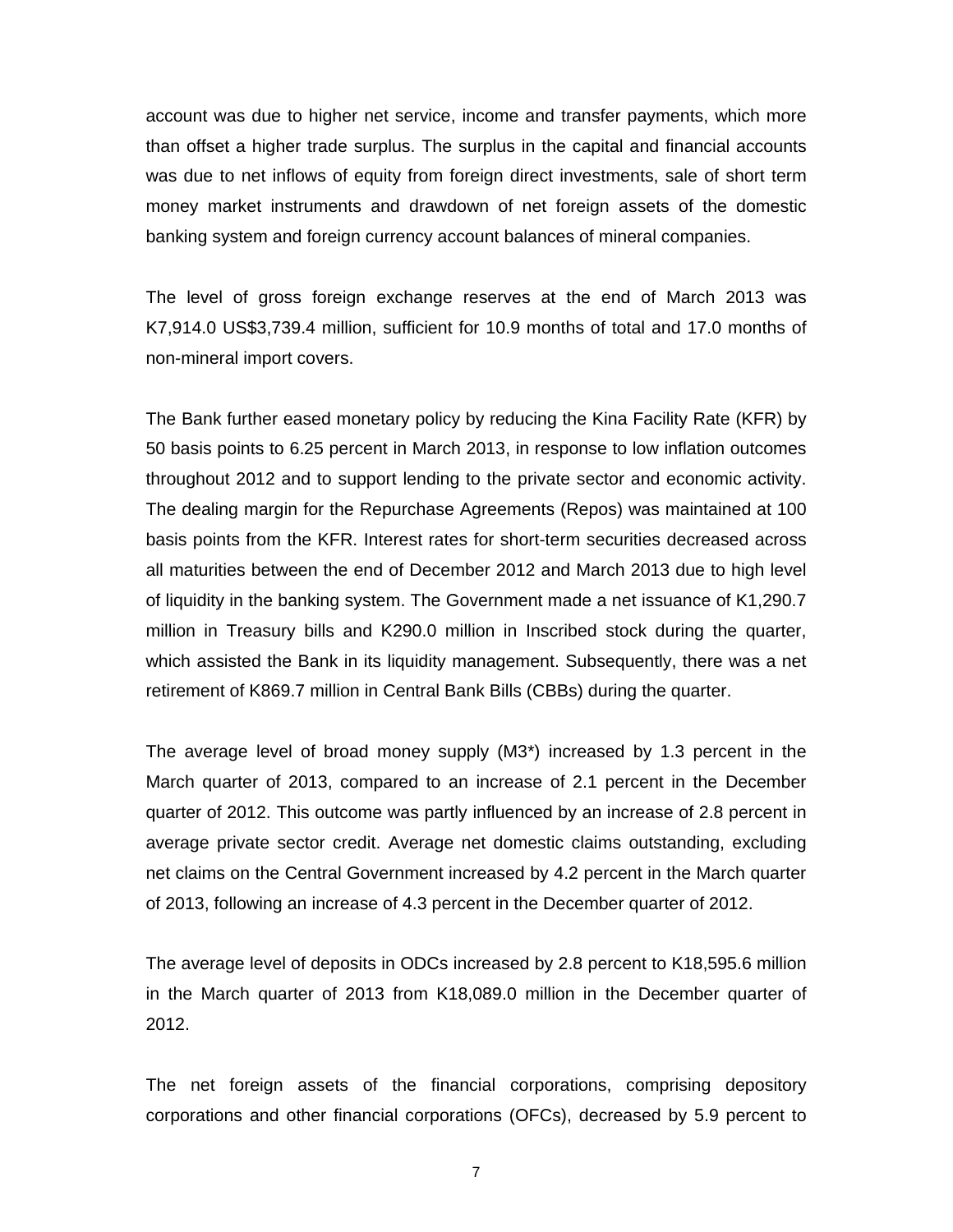account was due to higher net service, income and transfer payments, which more than offset a higher trade surplus. The surplus in the capital and financial accounts was due to net inflows of equity from foreign direct investments, sale of short term money market instruments and drawdown of net foreign assets of the domestic banking system and foreign currency account balances of mineral companies.

The level of gross foreign exchange reserves at the end of March 2013 was K7,914.0 US$3,739.4 million, sufficient for 10.9 months of total and 17.0 months of non-mineral import covers.

The Bank further eased monetary policy by reducing the Kina Facility Rate (KFR) by 50 basis points to 6.25 percent in March 2013, in response to low inflation outcomes throughout 2012 and to support lending to the private sector and economic activity. The dealing margin for the Repurchase Agreements (Repos) was maintained at 100 basis points from the KFR. Interest rates for short-term securities decreased across all maturities between the end of December 2012 and March 2013 due to high level of liquidity in the banking system. The Government made a net issuance of K1,290.7 million in Treasury bills and K290.0 million in Inscribed stock during the quarter, which assisted the Bank in its liquidity management. Subsequently, there was a net retirement of K869.7 million in Central Bank Bills (CBBs) during the quarter.

The average level of broad money supply (M3*) increased by 1.3 percent in the March quarter of 2013, compared to an increase of 2.1 percent in the December quarter of 2012. This outcome was partly influenced by an increase of 2.8 percent in average private sector credit. Average net domestic claims outstanding, excluding net claims on the Central Government increased by 4.2 percent in the March quarter of 2013, following an increase of 4.3 percent in the December quarter of 2012.

The average level of deposits in ODCs increased by 2.8 percent to K18,595.6 million in the March quarter of 2013 from K18,089.0 million in the December quarter of 2012.

The net foreign assets of the financial corporations, comprising depository corporations and other financial corporations (OFCs), decreased by 5.9 percent to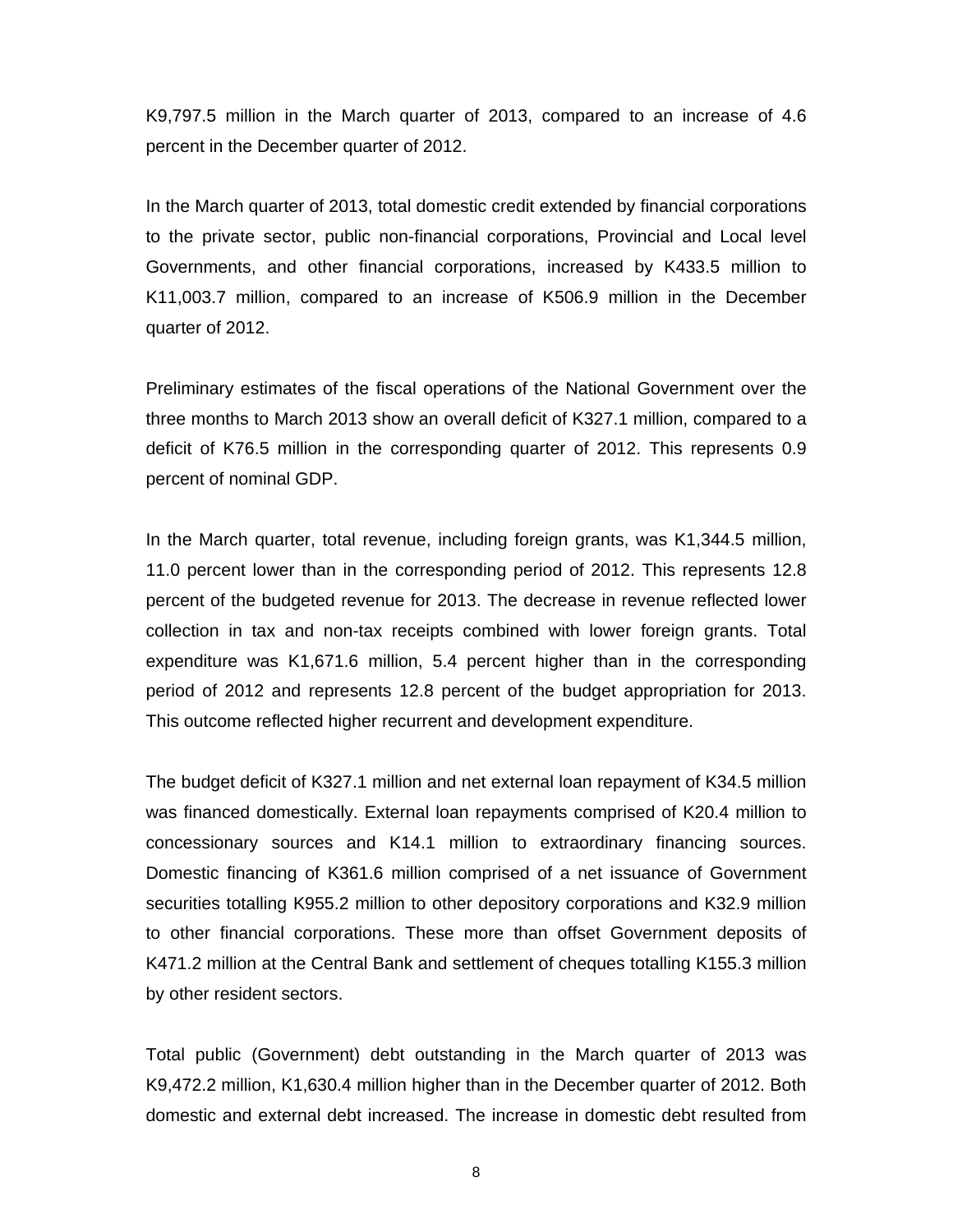K9,797.5 million in the March quarter of 2013, compared to an increase of 4.6 percent in the December quarter of 2012.

In the March quarter of 2013, total domestic credit extended by financial corporations to the private sector, public non-financial corporations, Provincial and Local level Governments, and other financial corporations, increased by K433.5 million to K11,003.7 million, compared to an increase of K506.9 million in the December quarter of 2012.

Preliminary estimates of the fiscal operations of the National Government over the three months to March 2013 show an overall deficit of K327.1 million, compared to a deficit of K76.5 million in the corresponding quarter of 2012. This represents 0.9 percent of nominal GDP.

In the March quarter, total revenue, including foreign grants, was K1,344.5 million, 11.0 percent lower than in the corresponding period of 2012. This represents 12.8 percent of the budgeted revenue for 2013. The decrease in revenue reflected lower collection in tax and non-tax receipts combined with lower foreign grants. Total expenditure was K1,671.6 million, 5.4 percent higher than in the corresponding period of 2012 and represents 12.8 percent of the budget appropriation for 2013. This outcome reflected higher recurrent and development expenditure.

The budget deficit of K327.1 million and net external loan repayment of K34.5 million was financed domestically. External loan repayments comprised of K20.4 million to concessionary sources and K14.1 million to extraordinary financing sources. Domestic financing of K361.6 million comprised of a net issuance of Government securities totalling K955.2 million to other depository corporations and K32.9 million to other financial corporations. These more than offset Government deposits of K471.2 million at the Central Bank and settlement of cheques totalling K155.3 million by other resident sectors.

Total public (Government) debt outstanding in the March quarter of 2013 was K9,472.2 million, K1,630.4 million higher than in the December quarter of 2012. Both domestic and external debt increased. The increase in domestic debt resulted from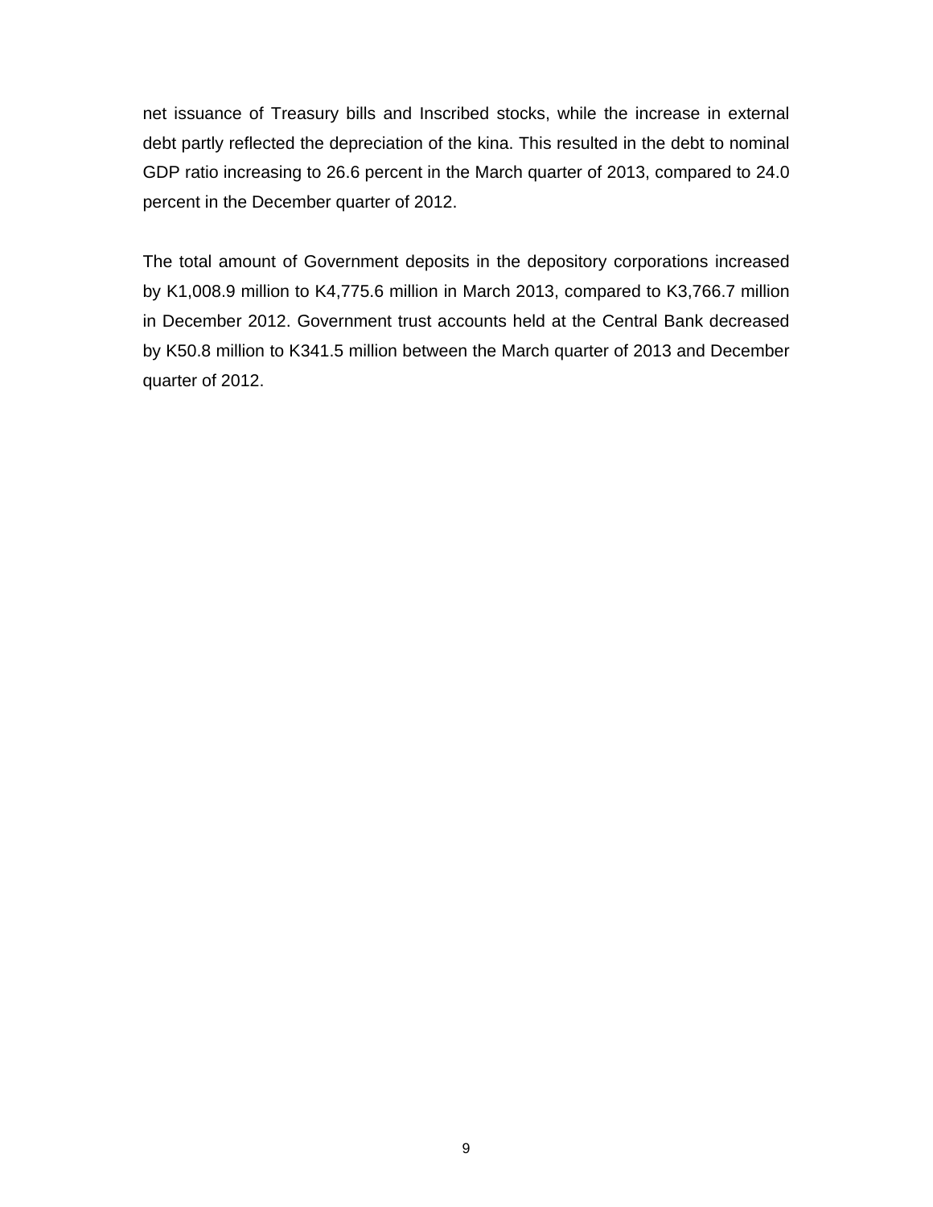net issuance of Treasury bills and Inscribed stocks, while the increase in external debt partly reflected the depreciation of the kina. This resulted in the debt to nominal GDP ratio increasing to 26.6 percent in the March quarter of 2013, compared to 24.0 percent in the December quarter of 2012.

The total amount of Government deposits in the depository corporations increased by K1,008.9 million to K4,775.6 million in March 2013, compared to K3,766.7 million in December 2012. Government trust accounts held at the Central Bank decreased by K50.8 million to K341.5 million between the March quarter of 2013 and December quarter of 2012.